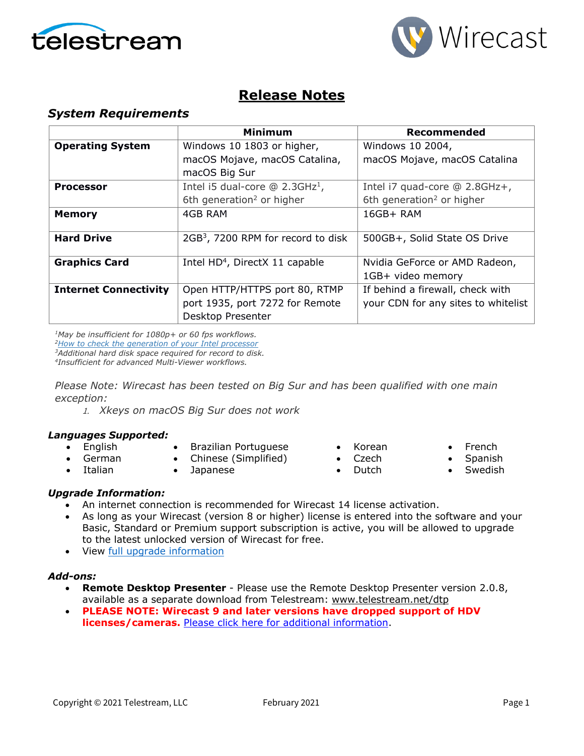# Release Notes

## System Requirements

| | Minimum | Recommended |
|---|---|---|
| **Operating System** | Windows 10 1803 or higher, macOS Mojave, macOS Catalina, macOS Big Sur | Windows 10 2004, macOS Mojave, macOS Catalina |
| **Processor** | Intel i5 dual-core @ 2.3GHz[1], 6th generation[2] or higher | Intel i7 quad-core @ 2.8GHz+, 6th generation[2] or higher |
| **Memory** | 4GB RAM | 16GB+ RAM |
| **Hard Drive** | 2GB[3], 7200 RPM for record to disk | 500GB+, Solid State OS Drive |
| **Graphics Card** | Intel HD[4], DirectX 11 capable | Nvidia GeForce or AMD Radeon, 1GB+ video memory |
| **Internet Connectivity** | Open HTTP/HTTPS port 80, RTMP port 1935, port 7272 for Remote Desktop Presenter | If behind a firewall, check with your CDN for any sites to whitelist |

*[1]May be insufficient for 1080p+ or 60 fps workflows.*
*[2][How to check the generation of your Intel processor](#)*
*[3]Additional hard disk space required for record to disk.*
*[4]Insufficient for advanced Multi-Viewer workflows.*

*Please Note: Wirecast has been tested on Big Sur and has been qualified with one main exception:*

1. *Xkeys on macOS Big Sur does not work*

### Languages Supported:

- English
- German
- Italian
- Brazilian Portuguese
- Chinese (Simplified)
- Japanese
- Korean
- Czech
- Dutch
- French
- Spanish
- Swedish

### Upgrade Information:

- An internet connection is recommended for Wirecast 14 license activation.
- As long as your Wirecast (version 8 or higher) license is entered into the software and your Basic, Standard or Premium support subscription is active, you will be allowed to upgrade to the latest unlocked version of Wirecast for free.
- View [full upgrade information](#)

### Add-ons:

- **Remote Desktop Presenter** - Please use the Remote Desktop Presenter version 2.0.8, available as a separate download from Telestream: www.telestream.net/dtp
- **PLEASE NOTE: Wirecast 9 and later versions have dropped support of HDV licenses/cameras.** [Please click here for additional information](#).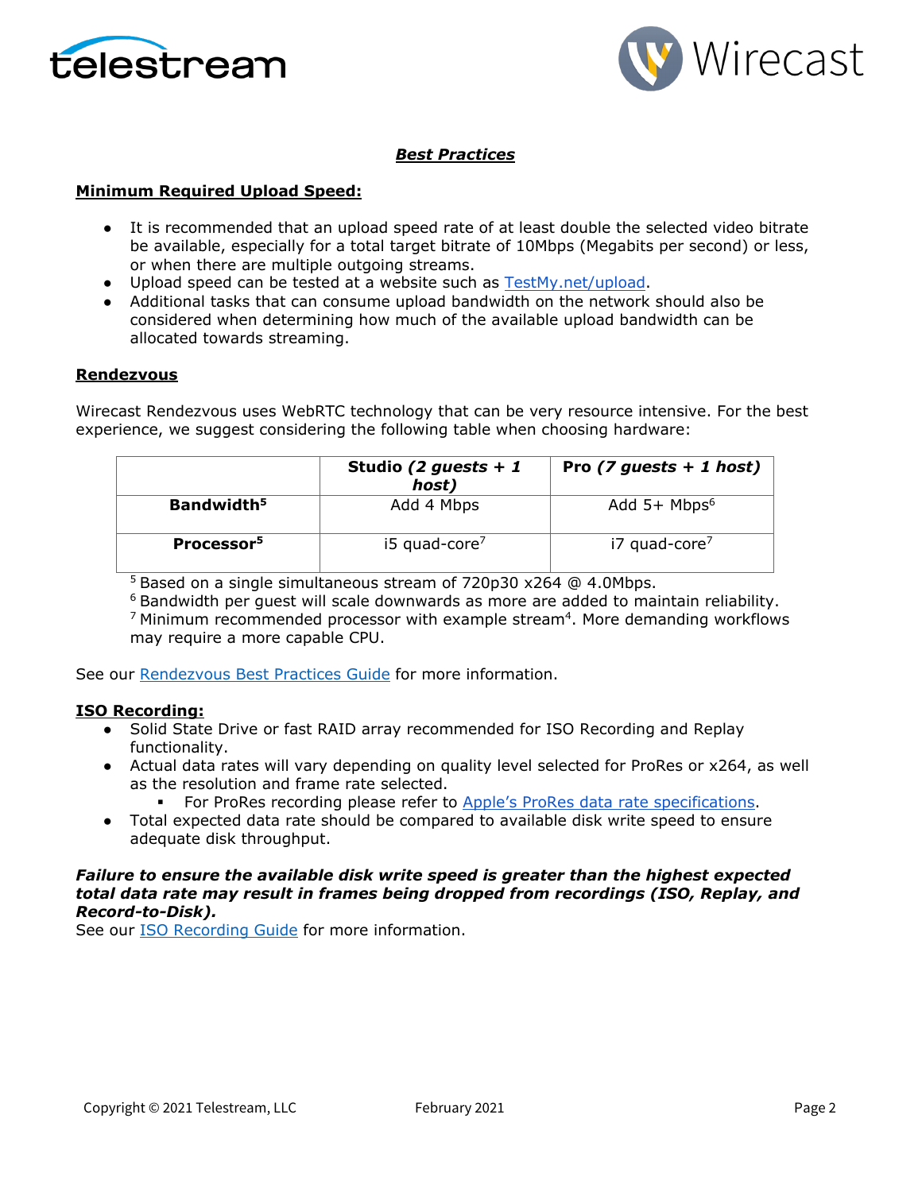## *Best Practices*

### Minimum Required Upload Speed:

- It is recommended that an upload speed rate of at least double the selected video bitrate be available, especially for a total target bitrate of 10Mbps (Megabits per second) or less, or when there are multiple outgoing streams.
- Upload speed can be tested at a website such as [TestMy.net/upload]().
- Additional tasks that can consume upload bandwidth on the network should also be considered when determining how much of the available upload bandwidth can be allocated towards streaming.

### Rendezvous

Wirecast Rendezvous uses WebRTC technology that can be very resource intensive. For the best experience, we suggest considering the following table when choosing hardware:

| | **Studio *(2 guests + 1 host)*** | **Pro *(7 guests + 1 host)*** |
|---|---|---|
| **Bandwidth[5]** | Add 4 Mbps | Add 5+ Mbps[6] |
| **Processor[5]** | i5 quad-core[7] | i7 quad-core[7] |

[5] Based on a single simultaneous stream of 720p30 x264 @ 4.0Mbps.
[6] Bandwidth per guest will scale downwards as more are added to maintain reliability.
[7] Minimum recommended processor with example stream[4]. More demanding workflows may require a more capable CPU.

See our [Rendezvous Best Practices Guide]() for more information.

### ISO Recording:

- Solid State Drive or fast RAID array recommended for ISO Recording and Replay functionality.
- Actual data rates will vary depending on quality level selected for ProRes or x264, as well as the resolution and frame rate selected.
  - For ProRes recording please refer to [Apple's ProRes data rate specifications]().
- Total expected data rate should be compared to available disk write speed to ensure adequate disk throughput.

***Failure to ensure the available disk write speed is greater than the highest expected total data rate may result in frames being dropped from recordings (ISO, Replay, and Record-to-Disk).***

See our [ISO Recording Guide]() for more information.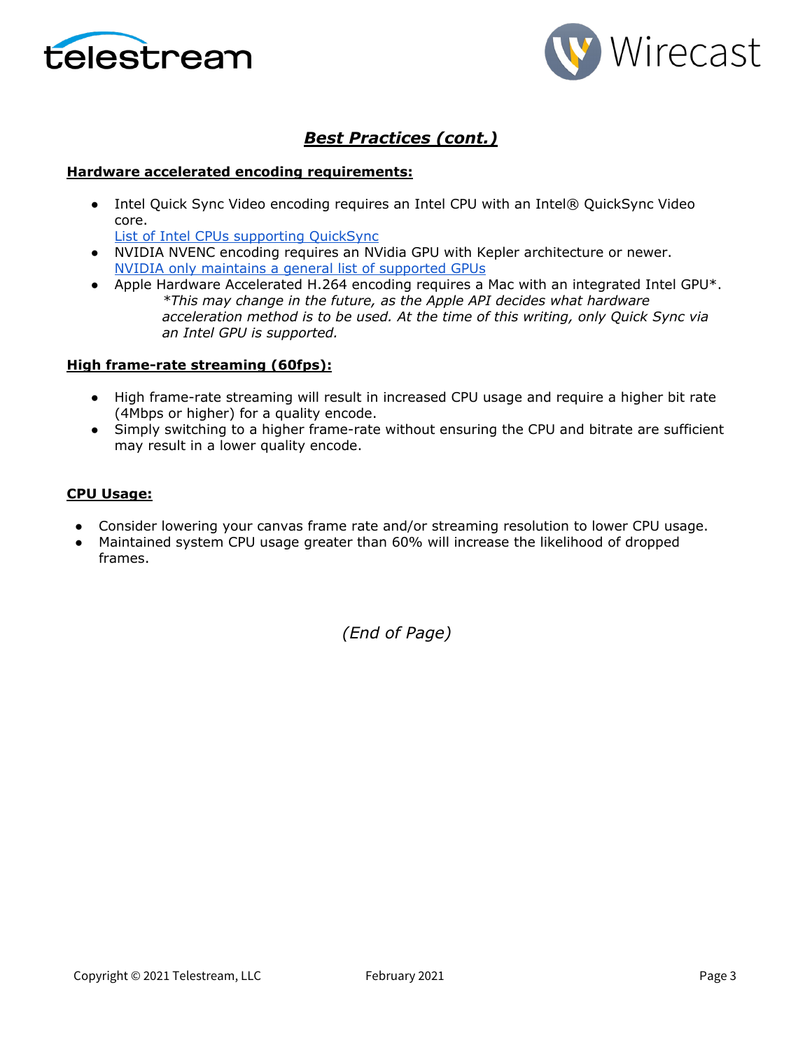## ***Best Practices (cont.)***

### Hardware accelerated encoding requirements:

- Intel Quick Sync Video encoding requires an Intel CPU with an Intel® QuickSync Video core.
  List of Intel CPUs supporting QuickSync
- NVIDIA NVENC encoding requires an NVidia GPU with Kepler architecture or newer.
  NVIDIA only maintains a general list of supported GPUs
- Apple Hardware Accelerated H.264 encoding requires a Mac with an integrated Intel GPU*.
  *\*This may change in the future, as the Apple API decides what hardware acceleration method is to be used. At the time of this writing, only Quick Sync via an Intel GPU is supported.*

### High frame-rate streaming (60fps):

- High frame-rate streaming will result in increased CPU usage and require a higher bit rate (4Mbps or higher) for a quality encode.
- Simply switching to a higher frame-rate without ensuring the CPU and bitrate are sufficient may result in a lower quality encode.

### CPU Usage:

- Consider lowering your canvas frame rate and/or streaming resolution to lower CPU usage.
- Maintained system CPU usage greater than 60% will increase the likelihood of dropped frames.

*(End of Page)*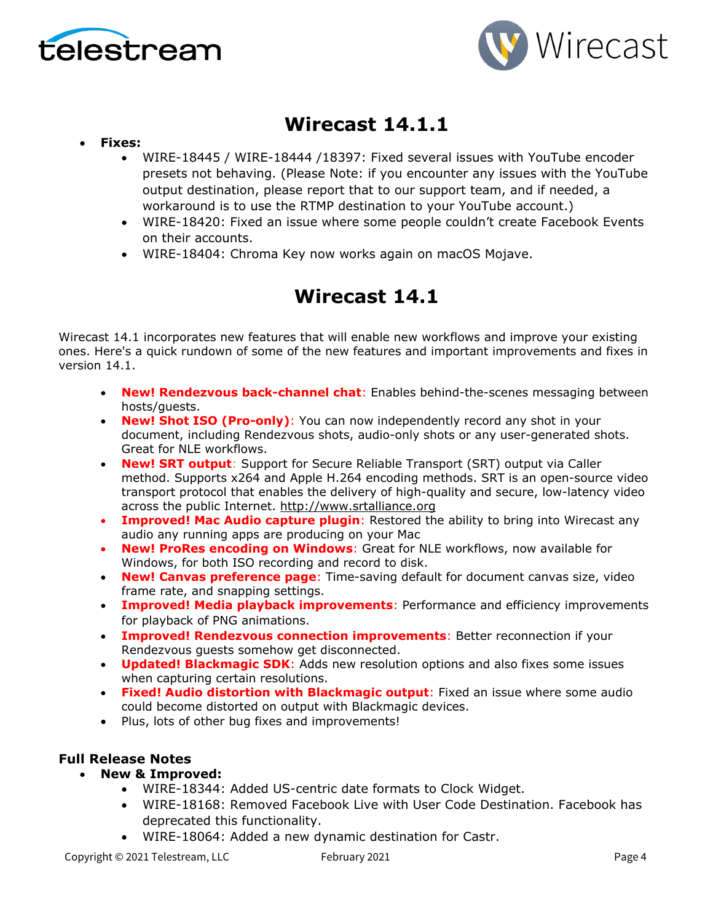# Wirecast 14.1.1

- **Fixes:**
  - WIRE-18445 / WIRE-18444 /18397: Fixed several issues with YouTube encoder presets not behaving. (Please Note: if you encounter any issues with the YouTube output destination, please report that to our support team, and if needed, a workaround is to use the RTMP destination to your YouTube account.)
  - WIRE-18420: Fixed an issue where some people couldn't create Facebook Events on their accounts.
  - WIRE-18404: Chroma Key now works again on macOS Mojave.

# Wirecast 14.1

Wirecast 14.1 incorporates new features that will enable new workflows and improve your existing ones. Here's a quick rundown of some of the new features and important improvements and fixes in version 14.1.

- **New! Rendezvous back-channel chat**: Enables behind-the-scenes messaging between hosts/guests.
- **New! Shot ISO (Pro-only)**: You can now independently record any shot in your document, including Rendezvous shots, audio-only shots or any user-generated shots. Great for NLE workflows.
- **New! SRT output**: Support for Secure Reliable Transport (SRT) output via Caller method. Supports x264 and Apple H.264 encoding methods. SRT is an open-source video transport protocol that enables the delivery of high-quality and secure, low-latency video across the public Internet. http://www.srtalliance.org
- **Improved! Mac Audio capture plugin**: Restored the ability to bring into Wirecast any audio any running apps are producing on your Mac
- **New! ProRes encoding on Windows**: Great for NLE workflows, now available for Windows, for both ISO recording and record to disk.
- **New! Canvas preference page**: Time-saving default for document canvas size, video frame rate, and snapping settings.
- **Improved! Media playback improvements**: Performance and efficiency improvements for playback of PNG animations.
- **Improved! Rendezvous connection improvements**: Better reconnection if your Rendezvous guests somehow get disconnected.
- **Updated! Blackmagic SDK**: Adds new resolution options and also fixes some issues when capturing certain resolutions.
- **Fixed! Audio distortion with Blackmagic output**: Fixed an issue where some audio could become distorted on output with Blackmagic devices.
- Plus, lots of other bug fixes and improvements!

### Full Release Notes

- **New & Improved:**
  - WIRE-18344: Added US-centric date formats to Clock Widget.
  - WIRE-18168: Removed Facebook Live with User Code Destination. Facebook has deprecated this functionality.
  - WIRE-18064: Added a new dynamic destination for Castr.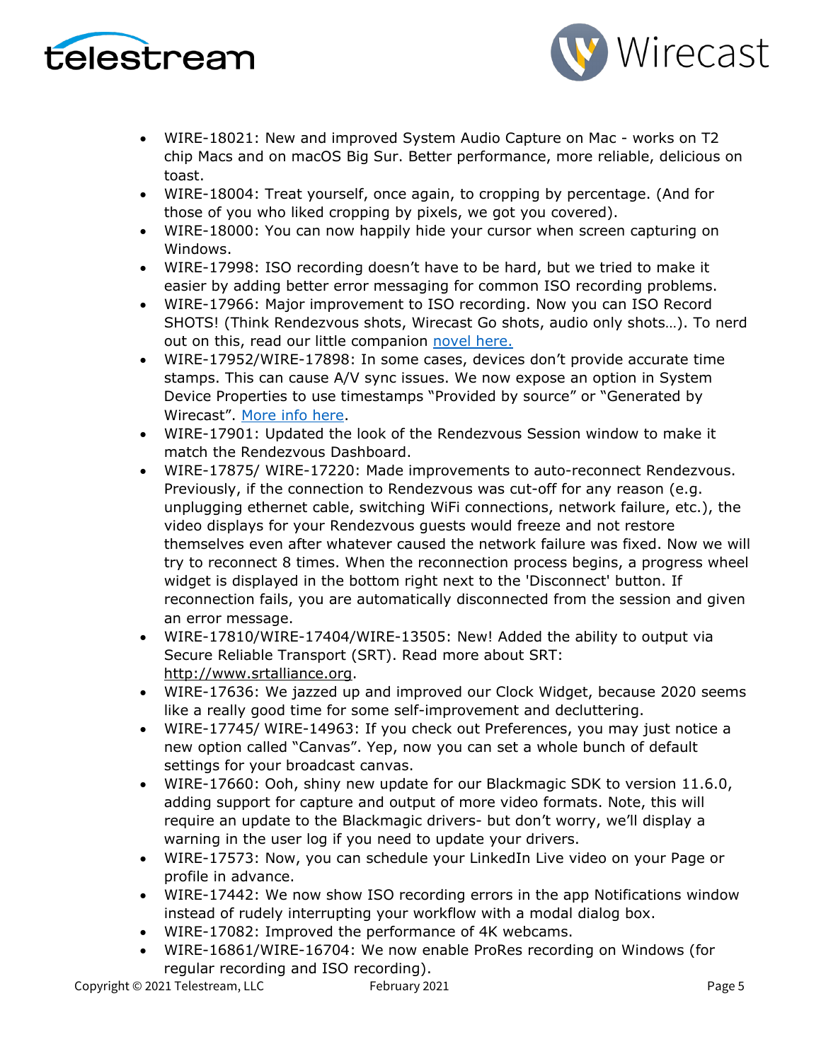- WIRE-18021: New and improved System Audio Capture on Mac - works on T2 chip Macs and on macOS Big Sur. Better performance, more reliable, delicious on toast.
- WIRE-18004: Treat yourself, once again, to cropping by percentage. (And for those of you who liked cropping by pixels, we got you covered).
- WIRE-18000: You can now happily hide your cursor when screen capturing on Windows.
- WIRE-17998: ISO recording doesn't have to be hard, but we tried to make it easier by adding better error messaging for common ISO recording problems.
- WIRE-17966: Major improvement to ISO recording. Now you can ISO Record SHOTS! (Think Rendezvous shots, Wirecast Go shots, audio only shots…). To nerd out on this, read our little companion novel here.
- WIRE-17952/WIRE-17898: In some cases, devices don't provide accurate time stamps. This can cause A/V sync issues. We now expose an option in System Device Properties to use timestamps "Provided by source" or "Generated by Wirecast". More info here.
- WIRE-17901: Updated the look of the Rendezvous Session window to make it match the Rendezvous Dashboard.
- WIRE-17875/ WIRE-17220: Made improvements to auto-reconnect Rendezvous. Previously, if the connection to Rendezvous was cut-off for any reason (e.g. unplugging ethernet cable, switching WiFi connections, network failure, etc.), the video displays for your Rendezvous guests would freeze and not restore themselves even after whatever caused the network failure was fixed. Now we will try to reconnect 8 times. When the reconnection process begins, a progress wheel widget is displayed in the bottom right next to the 'Disconnect' button. If reconnection fails, you are automatically disconnected from the session and given an error message.
- WIRE-17810/WIRE-17404/WIRE-13505: New! Added the ability to output via Secure Reliable Transport (SRT). Read more about SRT: http://www.srtalliance.org.
- WIRE-17636: We jazzed up and improved our Clock Widget, because 2020 seems like a really good time for some self-improvement and decluttering.
- WIRE-17745/ WIRE-14963: If you check out Preferences, you may just notice a new option called "Canvas". Yep, now you can set a whole bunch of default settings for your broadcast canvas.
- WIRE-17660: Ooh, shiny new update for our Blackmagic SDK to version 11.6.0, adding support for capture and output of more video formats. Note, this will require an update to the Blackmagic drivers- but don't worry, we'll display a warning in the user log if you need to update your drivers.
- WIRE-17573: Now, you can schedule your LinkedIn Live video on your Page or profile in advance.
- WIRE-17442: We now show ISO recording errors in the app Notifications window instead of rudely interrupting your workflow with a modal dialog box.
- WIRE-17082: Improved the performance of 4K webcams.
- WIRE-16861/WIRE-16704: We now enable ProRes recording on Windows (for regular recording and ISO recording).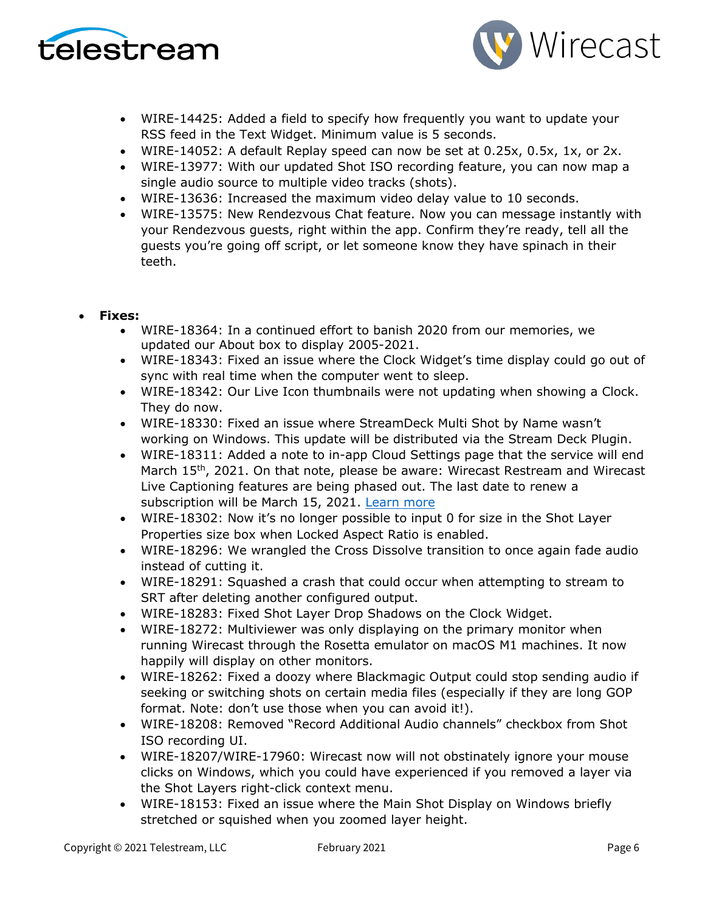- WIRE-14425: Added a field to specify how frequently you want to update your RSS feed in the Text Widget. Minimum value is 5 seconds.
- WIRE-14052: A default Replay speed can now be set at 0.25x, 0.5x, 1x, or 2x.
- WIRE-13977: With our updated Shot ISO recording feature, you can now map a single audio source to multiple video tracks (shots).
- WIRE-13636: Increased the maximum video delay value to 10 seconds.
- WIRE-13575: New Rendezvous Chat feature. Now you can message instantly with your Rendezvous guests, right within the app. Confirm they're ready, tell all the guests you're going off script, or let someone know they have spinach in their teeth.

- **Fixes:**
  - WIRE-18364: In a continued effort to banish 2020 from our memories, we updated our About box to display 2005-2021.
  - WIRE-18343: Fixed an issue where the Clock Widget's time display could go out of sync with real time when the computer went to sleep.
  - WIRE-18342: Our Live Icon thumbnails were not updating when showing a Clock. They do now.
  - WIRE-18330: Fixed an issue where StreamDeck Multi Shot by Name wasn't working on Windows. This update will be distributed via the Stream Deck Plugin.
  - WIRE-18311: Added a note to in-app Cloud Settings page that the service will end March 15th, 2021. On that note, please be aware: Wirecast Restream and Wirecast Live Captioning features are being phased out. The last date to renew a subscription will be March 15, 2021. Learn more
  - WIRE-18302: Now it's no longer possible to input 0 for size in the Shot Layer Properties size box when Locked Aspect Ratio is enabled.
  - WIRE-18296: We wrangled the Cross Dissolve transition to once again fade audio instead of cutting it.
  - WIRE-18291: Squashed a crash that could occur when attempting to stream to SRT after deleting another configured output.
  - WIRE-18283: Fixed Shot Layer Drop Shadows on the Clock Widget.
  - WIRE-18272: Multiviewer was only displaying on the primary monitor when running Wirecast through the Rosetta emulator on macOS M1 machines. It now happily will display on other monitors.
  - WIRE-18262: Fixed a doozy where Blackmagic Output could stop sending audio if seeking or switching shots on certain media files (especially if they are long GOP format. Note: don't use those when you can avoid it!).
  - WIRE-18208: Removed "Record Additional Audio channels" checkbox from Shot ISO recording UI.
  - WIRE-18207/WIRE-17960: Wirecast now will not obstinately ignore your mouse clicks on Windows, which you could have experienced if you removed a layer via the Shot Layers right-click context menu.
  - WIRE-18153: Fixed an issue where the Main Shot Display on Windows briefly stretched or squished when you zoomed layer height.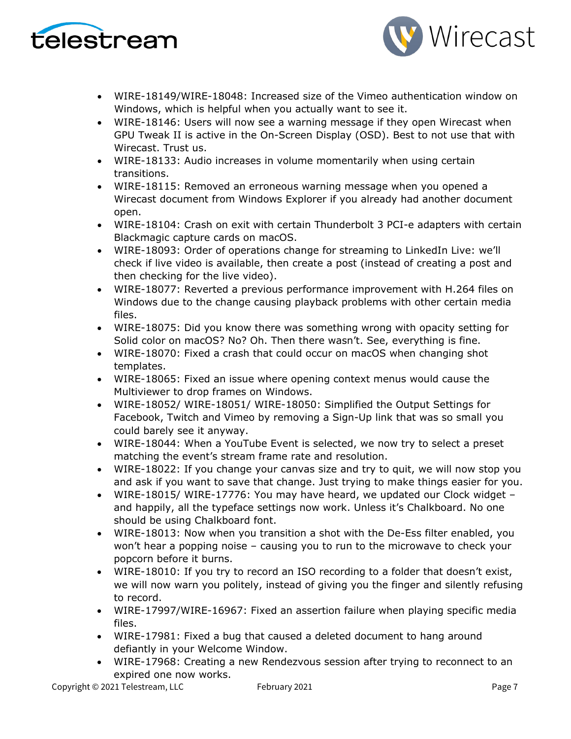- WIRE-18149/WIRE-18048: Increased size of the Vimeo authentication window on Windows, which is helpful when you actually want to see it.
- WIRE-18146: Users will now see a warning message if they open Wirecast when GPU Tweak II is active in the On-Screen Display (OSD). Best to not use that with Wirecast. Trust us.
- WIRE-18133: Audio increases in volume momentarily when using certain transitions.
- WIRE-18115: Removed an erroneous warning message when you opened a Wirecast document from Windows Explorer if you already had another document open.
- WIRE-18104: Crash on exit with certain Thunderbolt 3 PCI-e adapters with certain Blackmagic capture cards on macOS.
- WIRE-18093: Order of operations change for streaming to LinkedIn Live: we'll check if live video is available, then create a post (instead of creating a post and then checking for the live video).
- WIRE-18077: Reverted a previous performance improvement with H.264 files on Windows due to the change causing playback problems with other certain media files.
- WIRE-18075: Did you know there was something wrong with opacity setting for Solid color on macOS? No? Oh. Then there wasn't. See, everything is fine.
- WIRE-18070: Fixed a crash that could occur on macOS when changing shot templates.
- WIRE-18065: Fixed an issue where opening context menus would cause the Multiviewer to drop frames on Windows.
- WIRE-18052/ WIRE-18051/ WIRE-18050: Simplified the Output Settings for Facebook, Twitch and Vimeo by removing a Sign-Up link that was so small you could barely see it anyway.
- WIRE-18044: When a YouTube Event is selected, we now try to select a preset matching the event's stream frame rate and resolution.
- WIRE-18022: If you change your canvas size and try to quit, we will now stop you and ask if you want to save that change. Just trying to make things easier for you.
- WIRE-18015/ WIRE-17776: You may have heard, we updated our Clock widget – and happily, all the typeface settings now work. Unless it's Chalkboard. No one should be using Chalkboard font.
- WIRE-18013: Now when you transition a shot with the De-Ess filter enabled, you won't hear a popping noise – causing you to run to the microwave to check your popcorn before it burns.
- WIRE-18010: If you try to record an ISO recording to a folder that doesn't exist, we will now warn you politely, instead of giving you the finger and silently refusing to record.
- WIRE-17997/WIRE-16967: Fixed an assertion failure when playing specific media files.
- WIRE-17981: Fixed a bug that caused a deleted document to hang around defiantly in your Welcome Window.
- WIRE-17968: Creating a new Rendezvous session after trying to reconnect to an expired one now works.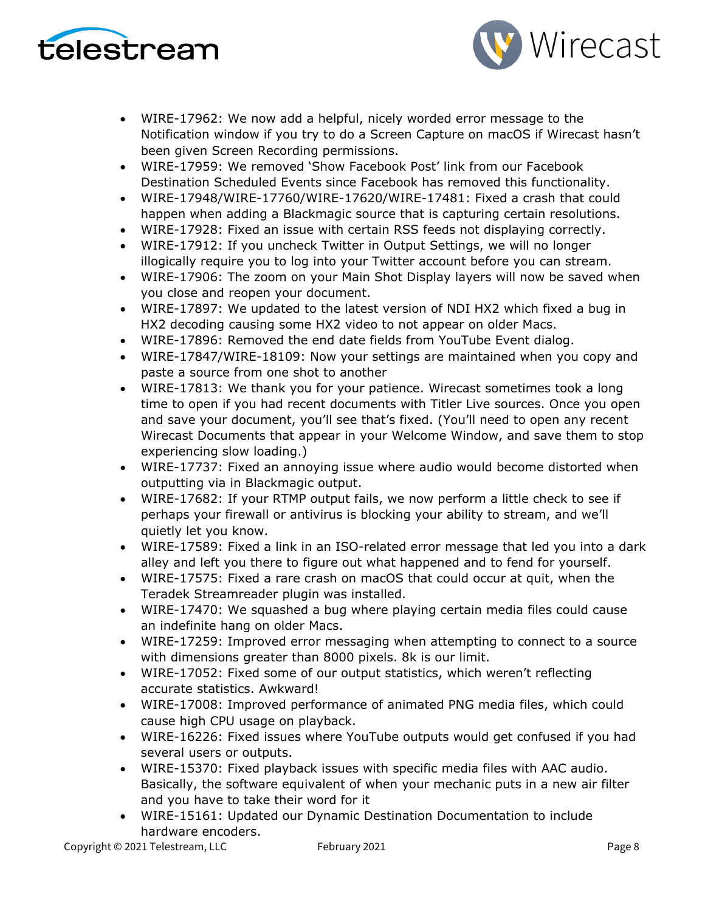- WIRE-17962: We now add a helpful, nicely worded error message to the Notification window if you try to do a Screen Capture on macOS if Wirecast hasn't been given Screen Recording permissions.
- WIRE-17959: We removed 'Show Facebook Post' link from our Facebook Destination Scheduled Events since Facebook has removed this functionality.
- WIRE-17948/WIRE-17760/WIRE-17620/WIRE-17481: Fixed a crash that could happen when adding a Blackmagic source that is capturing certain resolutions.
- WIRE-17928: Fixed an issue with certain RSS feeds not displaying correctly.
- WIRE-17912: If you uncheck Twitter in Output Settings, we will no longer illogically require you to log into your Twitter account before you can stream.
- WIRE-17906: The zoom on your Main Shot Display layers will now be saved when you close and reopen your document.
- WIRE-17897: We updated to the latest version of NDI HX2 which fixed a bug in HX2 decoding causing some HX2 video to not appear on older Macs.
- WIRE-17896: Removed the end date fields from YouTube Event dialog.
- WIRE-17847/WIRE-18109: Now your settings are maintained when you copy and paste a source from one shot to another
- WIRE-17813: We thank you for your patience. Wirecast sometimes took a long time to open if you had recent documents with Titler Live sources. Once you open and save your document, you'll see that's fixed. (You'll need to open any recent Wirecast Documents that appear in your Welcome Window, and save them to stop experiencing slow loading.)
- WIRE-17737: Fixed an annoying issue where audio would become distorted when outputting via in Blackmagic output.
- WIRE-17682: If your RTMP output fails, we now perform a little check to see if perhaps your firewall or antivirus is blocking your ability to stream, and we'll quietly let you know.
- WIRE-17589: Fixed a link in an ISO-related error message that led you into a dark alley and left you there to figure out what happened and to fend for yourself.
- WIRE-17575: Fixed a rare crash on macOS that could occur at quit, when the Teradek Streamreader plugin was installed.
- WIRE-17470: We squashed a bug where playing certain media files could cause an indefinite hang on older Macs.
- WIRE-17259: Improved error messaging when attempting to connect to a source with dimensions greater than 8000 pixels. 8k is our limit.
- WIRE-17052: Fixed some of our output statistics, which weren't reflecting accurate statistics. Awkward!
- WIRE-17008: Improved performance of animated PNG media files, which could cause high CPU usage on playback.
- WIRE-16226: Fixed issues where YouTube outputs would get confused if you had several users or outputs.
- WIRE-15370: Fixed playback issues with specific media files with AAC audio. Basically, the software equivalent of when your mechanic puts in a new air filter and you have to take their word for it
- WIRE-15161: Updated our Dynamic Destination Documentation to include hardware encoders.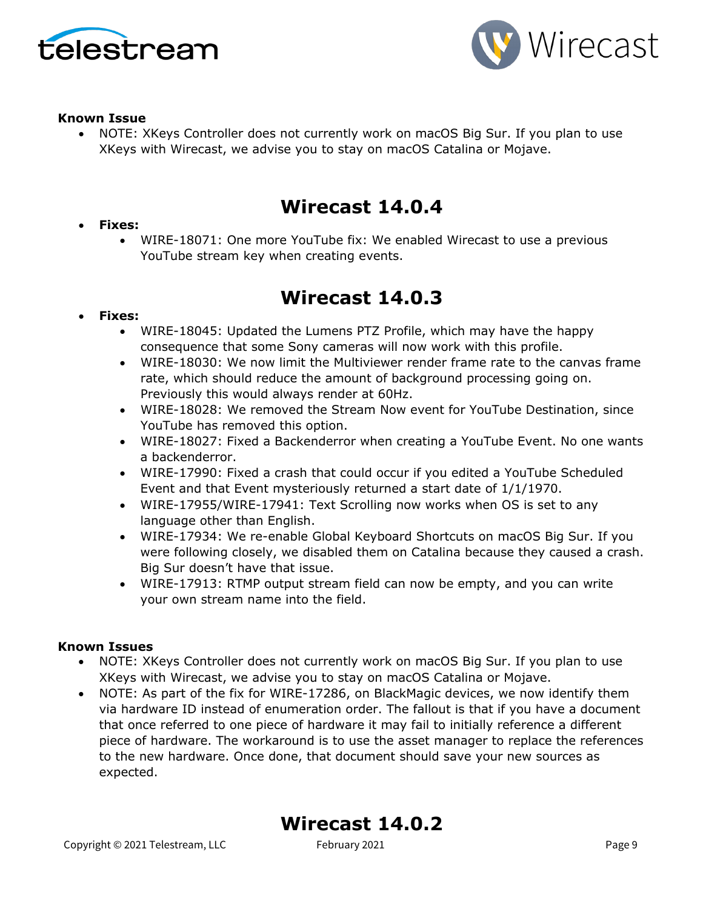**Known Issue**

- NOTE: XKeys Controller does not currently work on macOS Big Sur. If you plan to use XKeys with Wirecast, we advise you to stay on macOS Catalina or Mojave.

# Wirecast 14.0.4

- **Fixes:**
    - WIRE-18071: One more YouTube fix: We enabled Wirecast to use a previous YouTube stream key when creating events.

# Wirecast 14.0.3

- **Fixes:**
    - WIRE-18045: Updated the Lumens PTZ Profile, which may have the happy consequence that some Sony cameras will now work with this profile.
    - WIRE-18030: We now limit the Multiviewer render frame rate to the canvas frame rate, which should reduce the amount of background processing going on. Previously this would always render at 60Hz.
    - WIRE-18028: We removed the Stream Now event for YouTube Destination, since YouTube has removed this option.
    - WIRE-18027: Fixed a Backenderror when creating a YouTube Event. No one wants a backenderror.
    - WIRE-17990: Fixed a crash that could occur if you edited a YouTube Scheduled Event and that Event mysteriously returned a start date of 1/1/1970.
    - WIRE-17955/WIRE-17941: Text Scrolling now works when OS is set to any language other than English.
    - WIRE-17934: We re-enable Global Keyboard Shortcuts on macOS Big Sur. If you were following closely, we disabled them on Catalina because they caused a crash. Big Sur doesn't have that issue.
    - WIRE-17913: RTMP output stream field can now be empty, and you can write your own stream name into the field.

**Known Issues**

- NOTE: XKeys Controller does not currently work on macOS Big Sur. If you plan to use XKeys with Wirecast, we advise you to stay on macOS Catalina or Mojave.
- NOTE: As part of the fix for WIRE-17286, on BlackMagic devices, we now identify them via hardware ID instead of enumeration order. The fallout is that if you have a document that once referred to one piece of hardware it may fail to initially reference a different piece of hardware. The workaround is to use the asset manager to replace the references to the new hardware. Once done, that document should save your new sources as expected.

# Wirecast 14.0.2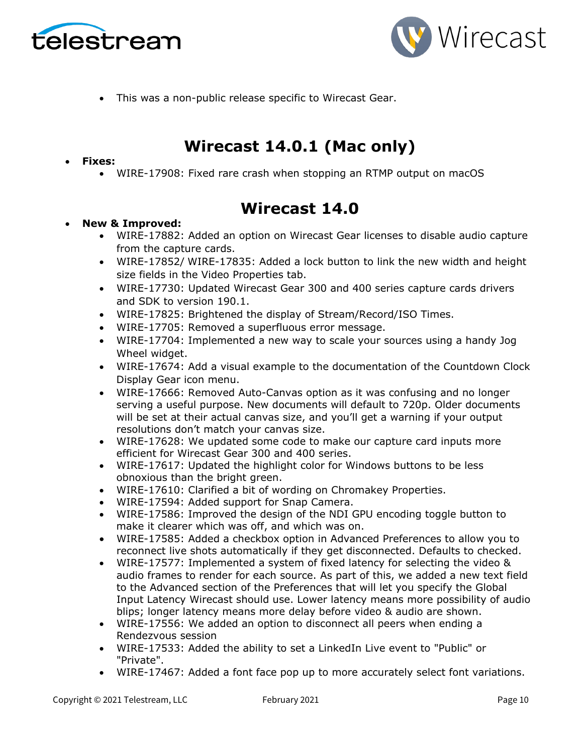- This was a non-public release specific to Wirecast Gear.

## Wirecast 14.0.1 (Mac only)

- **Fixes:**
  - WIRE-17908: Fixed rare crash when stopping an RTMP output on macOS

## Wirecast 14.0

- **New & Improved:**
  - WIRE-17882: Added an option on Wirecast Gear licenses to disable audio capture from the capture cards.
  - WIRE-17852/ WIRE-17835: Added a lock button to link the new width and height size fields in the Video Properties tab.
  - WIRE-17730: Updated Wirecast Gear 300 and 400 series capture cards drivers and SDK to version 190.1.
  - WIRE-17825: Brightened the display of Stream/Record/ISO Times.
  - WIRE-17705: Removed a superfluous error message.
  - WIRE-17704: Implemented a new way to scale your sources using a handy Jog Wheel widget.
  - WIRE-17674: Add a visual example to the documentation of the Countdown Clock Display Gear icon menu.
  - WIRE-17666: Removed Auto-Canvas option as it was confusing and no longer serving a useful purpose. New documents will default to 720p. Older documents will be set at their actual canvas size, and you'll get a warning if your output resolutions don't match your canvas size.
  - WIRE-17628: We updated some code to make our capture card inputs more efficient for Wirecast Gear 300 and 400 series.
  - WIRE-17617: Updated the highlight color for Windows buttons to be less obnoxious than the bright green.
  - WIRE-17610: Clarified a bit of wording on Chromakey Properties.
  - WIRE-17594: Added support for Snap Camera.
  - WIRE-17586: Improved the design of the NDI GPU encoding toggle button to make it clearer which was off, and which was on.
  - WIRE-17585: Added a checkbox option in Advanced Preferences to allow you to reconnect live shots automatically if they get disconnected. Defaults to checked.
  - WIRE-17577: Implemented a system of fixed latency for selecting the video & audio frames to render for each source. As part of this, we added a new text field to the Advanced section of the Preferences that will let you specify the Global Input Latency Wirecast should use. Lower latency means more possibility of audio blips; longer latency means more delay before video & audio are shown.
  - WIRE-17556: We added an option to disconnect all peers when ending a Rendezvous session
  - WIRE-17533: Added the ability to set a LinkedIn Live event to "Public" or "Private".
  - WIRE-17467: Added a font face pop up to more accurately select font variations.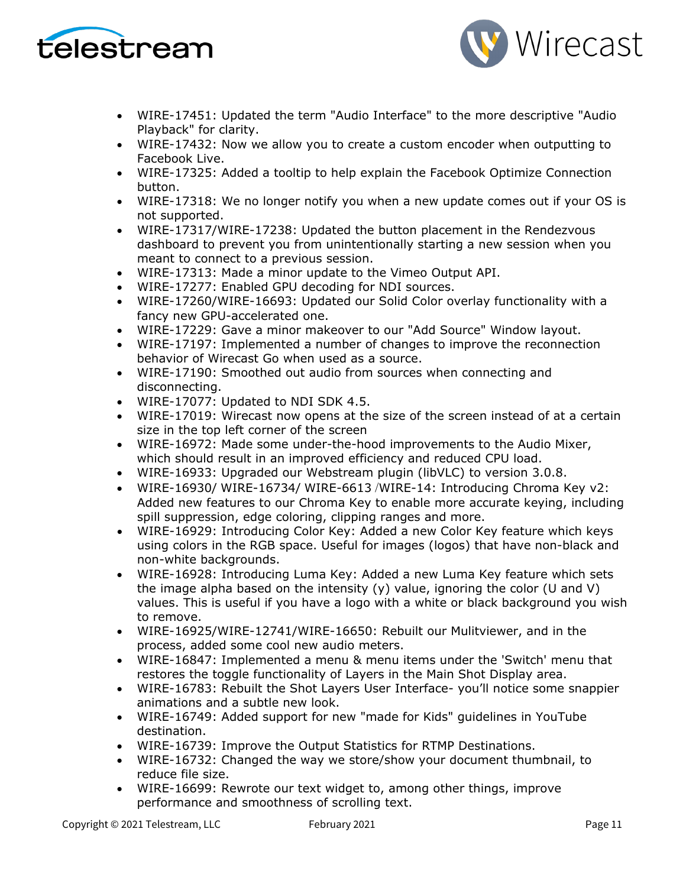- WIRE-17451: Updated the term "Audio Interface" to the more descriptive "Audio Playback" for clarity.
- WIRE-17432: Now we allow you to create a custom encoder when outputting to Facebook Live.
- WIRE-17325: Added a tooltip to help explain the Facebook Optimize Connection button.
- WIRE-17318: We no longer notify you when a new update comes out if your OS is not supported.
- WIRE-17317/WIRE-17238: Updated the button placement in the Rendezvous dashboard to prevent you from unintentionally starting a new session when you meant to connect to a previous session.
- WIRE-17313: Made a minor update to the Vimeo Output API.
- WIRE-17277: Enabled GPU decoding for NDI sources.
- WIRE-17260/WIRE-16693: Updated our Solid Color overlay functionality with a fancy new GPU-accelerated one.
- WIRE-17229: Gave a minor makeover to our "Add Source" Window layout.
- WIRE-17197: Implemented a number of changes to improve the reconnection behavior of Wirecast Go when used as a source.
- WIRE-17190: Smoothed out audio from sources when connecting and disconnecting.
- WIRE-17077: Updated to NDI SDK 4.5.
- WIRE-17019: Wirecast now opens at the size of the screen instead of at a certain size in the top left corner of the screen
- WIRE-16972: Made some under-the-hood improvements to the Audio Mixer, which should result in an improved efficiency and reduced CPU load.
- WIRE-16933: Upgraded our Webstream plugin (libVLC) to version 3.0.8.
- WIRE-16930/ WIRE-16734/ WIRE-6613 /WIRE-14: Introducing Chroma Key v2: Added new features to our Chroma Key to enable more accurate keying, including spill suppression, edge coloring, clipping ranges and more.
- WIRE-16929: Introducing Color Key: Added a new Color Key feature which keys using colors in the RGB space. Useful for images (logos) that have non-black and non-white backgrounds.
- WIRE-16928: Introducing Luma Key: Added a new Luma Key feature which sets the image alpha based on the intensity (y) value, ignoring the color (U and V) values. This is useful if you have a logo with a white or black background you wish to remove.
- WIRE-16925/WIRE-12741/WIRE-16650: Rebuilt our Mulitviewer, and in the process, added some cool new audio meters.
- WIRE-16847: Implemented a menu & menu items under the 'Switch' menu that restores the toggle functionality of Layers in the Main Shot Display area.
- WIRE-16783: Rebuilt the Shot Layers User Interface- you'll notice some snappier animations and a subtle new look.
- WIRE-16749: Added support for new "made for Kids" guidelines in YouTube destination.
- WIRE-16739: Improve the Output Statistics for RTMP Destinations.
- WIRE-16732: Changed the way we store/show your document thumbnail, to reduce file size.
- WIRE-16699: Rewrote our text widget to, among other things, improve performance and smoothness of scrolling text.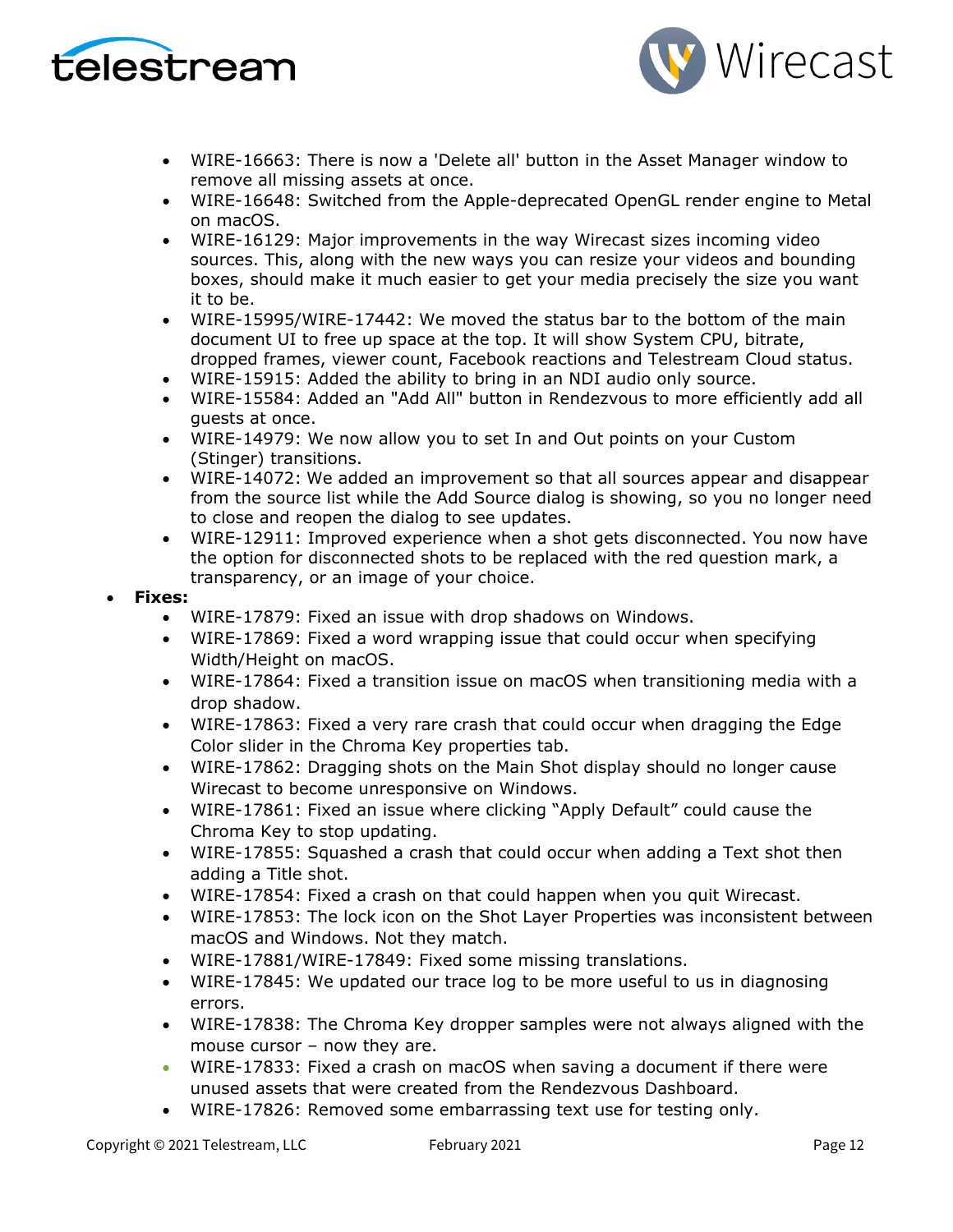- WIRE-16663: There is now a 'Delete all' button in the Asset Manager window to remove all missing assets at once.
    - WIRE-16648: Switched from the Apple-deprecated OpenGL render engine to Metal on macOS.
    - WIRE-16129: Major improvements in the way Wirecast sizes incoming video sources. This, along with the new ways you can resize your videos and bounding boxes, should make it much easier to get your media precisely the size you want it to be.
    - WIRE-15995/WIRE-17442: We moved the status bar to the bottom of the main document UI to free up space at the top. It will show System CPU, bitrate, dropped frames, viewer count, Facebook reactions and Telestream Cloud status.
    - WIRE-15915: Added the ability to bring in an NDI audio only source.
    - WIRE-15584: Added an "Add All" button in Rendezvous to more efficiently add all guests at once.
    - WIRE-14979: We now allow you to set In and Out points on your Custom (Stinger) transitions.
    - WIRE-14072: We added an improvement so that all sources appear and disappear from the source list while the Add Source dialog is showing, so you no longer need to close and reopen the dialog to see updates.
    - WIRE-12911: Improved experience when a shot gets disconnected. You now have the option for disconnected shots to be replaced with the red question mark, a transparency, or an image of your choice.
- **Fixes:**
    - WIRE-17879: Fixed an issue with drop shadows on Windows.
    - WIRE-17869: Fixed a word wrapping issue that could occur when specifying Width/Height on macOS.
    - WIRE-17864: Fixed a transition issue on macOS when transitioning media with a drop shadow.
    - WIRE-17863: Fixed a very rare crash that could occur when dragging the Edge Color slider in the Chroma Key properties tab.
    - WIRE-17862: Dragging shots on the Main Shot display should no longer cause Wirecast to become unresponsive on Windows.
    - WIRE-17861: Fixed an issue where clicking "Apply Default" could cause the Chroma Key to stop updating.
    - WIRE-17855: Squashed a crash that could occur when adding a Text shot then adding a Title shot.
    - WIRE-17854: Fixed a crash on that could happen when you quit Wirecast.
    - WIRE-17853: The lock icon on the Shot Layer Properties was inconsistent between macOS and Windows. Not they match.
    - WIRE-17881/WIRE-17849: Fixed some missing translations.
    - WIRE-17845: We updated our trace log to be more useful to us in diagnosing errors.
    - WIRE-17838: The Chroma Key dropper samples were not always aligned with the mouse cursor – now they are.
    - WIRE-17833: Fixed a crash on macOS when saving a document if there were unused assets that were created from the Rendezvous Dashboard.
    - WIRE-17826: Removed some embarrassing text use for testing only.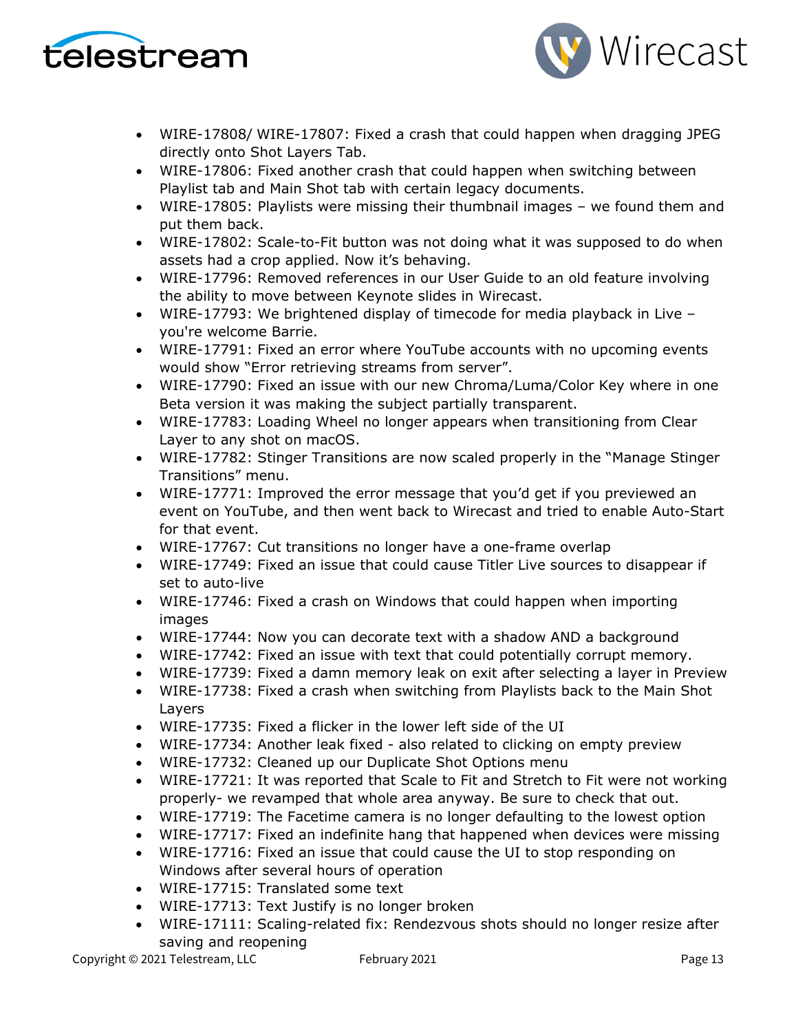- WIRE-17808/ WIRE-17807: Fixed a crash that could happen when dragging JPEG directly onto Shot Layers Tab.
- WIRE-17806: Fixed another crash that could happen when switching between Playlist tab and Main Shot tab with certain legacy documents.
- WIRE-17805: Playlists were missing their thumbnail images – we found them and put them back.
- WIRE-17802: Scale-to-Fit button was not doing what it was supposed to do when assets had a crop applied. Now it's behaving.
- WIRE-17796: Removed references in our User Guide to an old feature involving the ability to move between Keynote slides in Wirecast.
- WIRE-17793: We brightened display of timecode for media playback in Live – you're welcome Barrie.
- WIRE-17791: Fixed an error where YouTube accounts with no upcoming events would show "Error retrieving streams from server".
- WIRE-17790: Fixed an issue with our new Chroma/Luma/Color Key where in one Beta version it was making the subject partially transparent.
- WIRE-17783: Loading Wheel no longer appears when transitioning from Clear Layer to any shot on macOS.
- WIRE-17782: Stinger Transitions are now scaled properly in the "Manage Stinger Transitions" menu.
- WIRE-17771: Improved the error message that you'd get if you previewed an event on YouTube, and then went back to Wirecast and tried to enable Auto-Start for that event.
- WIRE-17767: Cut transitions no longer have a one-frame overlap
- WIRE-17749: Fixed an issue that could cause Titler Live sources to disappear if set to auto-live
- WIRE-17746: Fixed a crash on Windows that could happen when importing images
- WIRE-17744: Now you can decorate text with a shadow AND a background
- WIRE-17742: Fixed an issue with text that could potentially corrupt memory.
- WIRE-17739: Fixed a damn memory leak on exit after selecting a layer in Preview
- WIRE-17738: Fixed a crash when switching from Playlists back to the Main Shot Layers
- WIRE-17735: Fixed a flicker in the lower left side of the UI
- WIRE-17734: Another leak fixed - also related to clicking on empty preview
- WIRE-17732: Cleaned up our Duplicate Shot Options menu
- WIRE-17721: It was reported that Scale to Fit and Stretch to Fit were not working properly- we revamped that whole area anyway. Be sure to check that out.
- WIRE-17719: The Facetime camera is no longer defaulting to the lowest option
- WIRE-17717: Fixed an indefinite hang that happened when devices were missing
- WIRE-17716: Fixed an issue that could cause the UI to stop responding on Windows after several hours of operation
- WIRE-17715: Translated some text
- WIRE-17713: Text Justify is no longer broken
- WIRE-17111: Scaling-related fix: Rendezvous shots should no longer resize after saving and reopening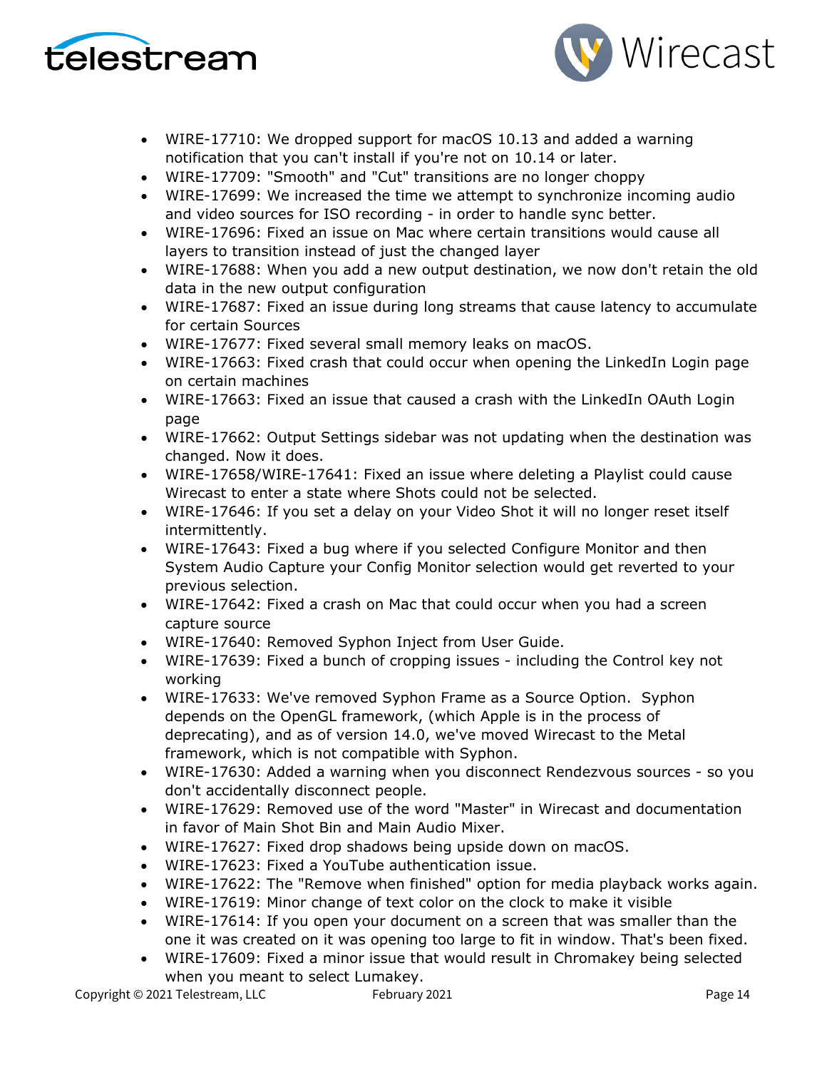- WIRE-17710: We dropped support for macOS 10.13 and added a warning notification that you can't install if you're not on 10.14 or later.
- WIRE-17709: "Smooth" and "Cut" transitions are no longer choppy
- WIRE-17699: We increased the time we attempt to synchronize incoming audio and video sources for ISO recording - in order to handle sync better.
- WIRE-17696: Fixed an issue on Mac where certain transitions would cause all layers to transition instead of just the changed layer
- WIRE-17688: When you add a new output destination, we now don't retain the old data in the new output configuration
- WIRE-17687: Fixed an issue during long streams that cause latency to accumulate for certain Sources
- WIRE-17677: Fixed several small memory leaks on macOS.
- WIRE-17663: Fixed crash that could occur when opening the LinkedIn Login page on certain machines
- WIRE-17663: Fixed an issue that caused a crash with the LinkedIn OAuth Login page
- WIRE-17662: Output Settings sidebar was not updating when the destination was changed. Now it does.
- WIRE-17658/WIRE-17641: Fixed an issue where deleting a Playlist could cause Wirecast to enter a state where Shots could not be selected.
- WIRE-17646: If you set a delay on your Video Shot it will no longer reset itself intermittently.
- WIRE-17643: Fixed a bug where if you selected Configure Monitor and then System Audio Capture your Config Monitor selection would get reverted to your previous selection.
- WIRE-17642: Fixed a crash on Mac that could occur when you had a screen capture source
- WIRE-17640: Removed Syphon Inject from User Guide.
- WIRE-17639: Fixed a bunch of cropping issues - including the Control key not working
- WIRE-17633: We've removed Syphon Frame as a Source Option. Syphon depends on the OpenGL framework, (which Apple is in the process of deprecating), and as of version 14.0, we've moved Wirecast to the Metal framework, which is not compatible with Syphon.
- WIRE-17630: Added a warning when you disconnect Rendezvous sources - so you don't accidentally disconnect people.
- WIRE-17629: Removed use of the word "Master" in Wirecast and documentation in favor of Main Shot Bin and Main Audio Mixer.
- WIRE-17627: Fixed drop shadows being upside down on macOS.
- WIRE-17623: Fixed a YouTube authentication issue.
- WIRE-17622: The "Remove when finished" option for media playback works again.
- WIRE-17619: Minor change of text color on the clock to make it visible
- WIRE-17614: If you open your document on a screen that was smaller than the one it was created on it was opening too large to fit in window. That's been fixed.
- WIRE-17609: Fixed a minor issue that would result in Chromakey being selected when you meant to select Lumakey.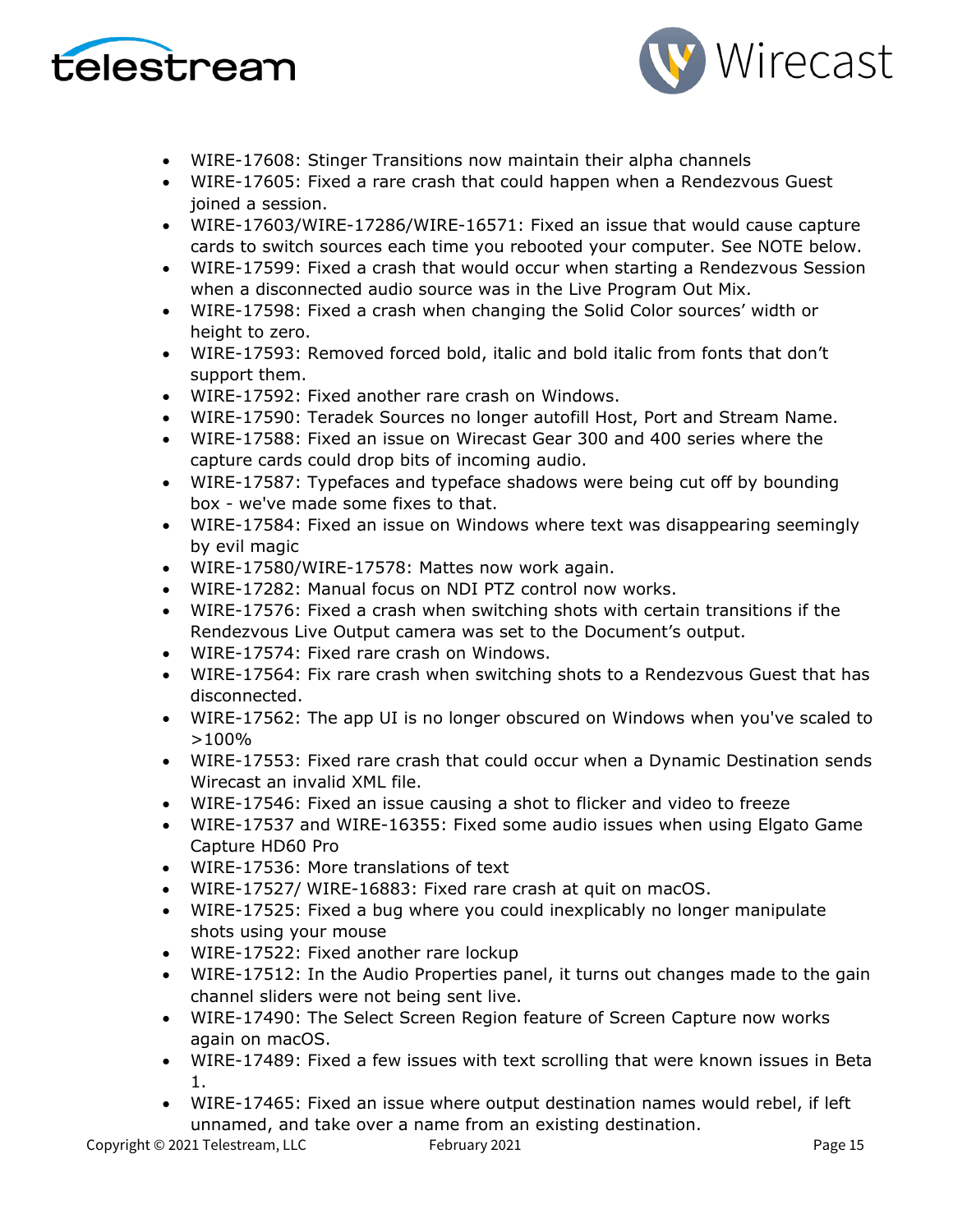- WIRE-17608: Stinger Transitions now maintain their alpha channels
- WIRE-17605: Fixed a rare crash that could happen when a Rendezvous Guest joined a session.
- WIRE-17603/WIRE-17286/WIRE-16571: Fixed an issue that would cause capture cards to switch sources each time you rebooted your computer. See NOTE below.
- WIRE-17599: Fixed a crash that would occur when starting a Rendezvous Session when a disconnected audio source was in the Live Program Out Mix.
- WIRE-17598: Fixed a crash when changing the Solid Color sources' width or height to zero.
- WIRE-17593: Removed forced bold, italic and bold italic from fonts that don't support them.
- WIRE-17592: Fixed another rare crash on Windows.
- WIRE-17590: Teradek Sources no longer autofill Host, Port and Stream Name.
- WIRE-17588: Fixed an issue on Wirecast Gear 300 and 400 series where the capture cards could drop bits of incoming audio.
- WIRE-17587: Typefaces and typeface shadows were being cut off by bounding box - we've made some fixes to that.
- WIRE-17584: Fixed an issue on Windows where text was disappearing seemingly by evil magic
- WIRE-17580/WIRE-17578: Mattes now work again.
- WIRE-17282: Manual focus on NDI PTZ control now works.
- WIRE-17576: Fixed a crash when switching shots with certain transitions if the Rendezvous Live Output camera was set to the Document's output.
- WIRE-17574: Fixed rare crash on Windows.
- WIRE-17564: Fix rare crash when switching shots to a Rendezvous Guest that has disconnected.
- WIRE-17562: The app UI is no longer obscured on Windows when you've scaled to >100%
- WIRE-17553: Fixed rare crash that could occur when a Dynamic Destination sends Wirecast an invalid XML file.
- WIRE-17546: Fixed an issue causing a shot to flicker and video to freeze
- WIRE-17537 and WIRE-16355: Fixed some audio issues when using Elgato Game Capture HD60 Pro
- WIRE-17536: More translations of text
- WIRE-17527/ WIRE-16883: Fixed rare crash at quit on macOS.
- WIRE-17525: Fixed a bug where you could inexplicably no longer manipulate shots using your mouse
- WIRE-17522: Fixed another rare lockup
- WIRE-17512: In the Audio Properties panel, it turns out changes made to the gain channel sliders were not being sent live.
- WIRE-17490: The Select Screen Region feature of Screen Capture now works again on macOS.
- WIRE-17489: Fixed a few issues with text scrolling that were known issues in Beta 1.
- WIRE-17465: Fixed an issue where output destination names would rebel, if left unnamed, and take over a name from an existing destination.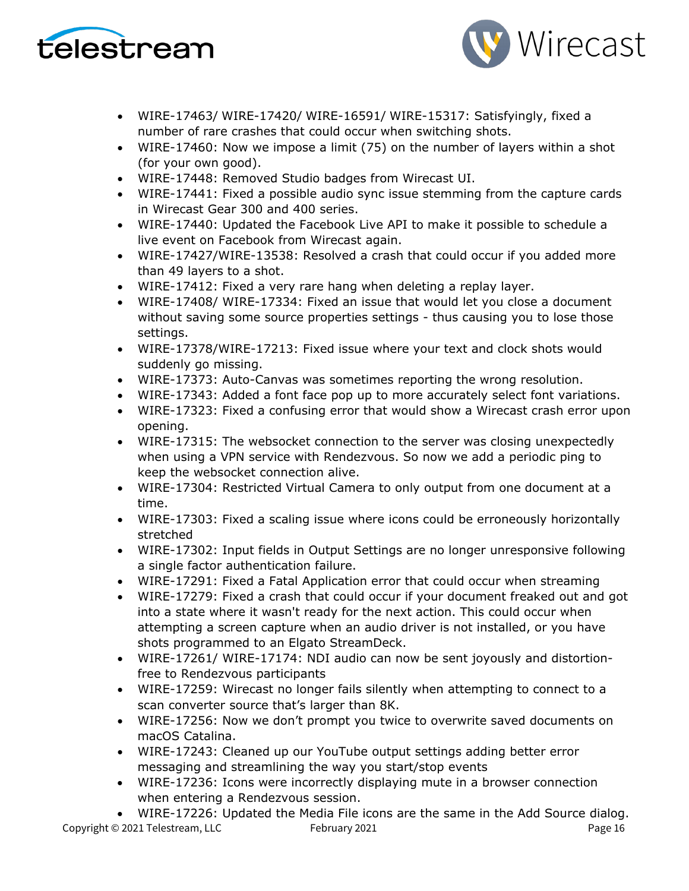- WIRE-17463/ WIRE-17420/ WIRE-16591/ WIRE-15317: Satisfyingly, fixed a number of rare crashes that could occur when switching shots.
- WIRE-17460: Now we impose a limit (75) on the number of layers within a shot (for your own good).
- WIRE-17448: Removed Studio badges from Wirecast UI.
- WIRE-17441: Fixed a possible audio sync issue stemming from the capture cards in Wirecast Gear 300 and 400 series.
- WIRE-17440: Updated the Facebook Live API to make it possible to schedule a live event on Facebook from Wirecast again.
- WIRE-17427/WIRE-13538: Resolved a crash that could occur if you added more than 49 layers to a shot.
- WIRE-17412: Fixed a very rare hang when deleting a replay layer.
- WIRE-17408/ WIRE-17334: Fixed an issue that would let you close a document without saving some source properties settings - thus causing you to lose those settings.
- WIRE-17378/WIRE-17213: Fixed issue where your text and clock shots would suddenly go missing.
- WIRE-17373: Auto-Canvas was sometimes reporting the wrong resolution.
- WIRE-17343: Added a font face pop up to more accurately select font variations.
- WIRE-17323: Fixed a confusing error that would show a Wirecast crash error upon opening.
- WIRE-17315: The websocket connection to the server was closing unexpectedly when using a VPN service with Rendezvous. So now we add a periodic ping to keep the websocket connection alive.
- WIRE-17304: Restricted Virtual Camera to only output from one document at a time.
- WIRE-17303: Fixed a scaling issue where icons could be erroneously horizontally stretched
- WIRE-17302: Input fields in Output Settings are no longer unresponsive following a single factor authentication failure.
- WIRE-17291: Fixed a Fatal Application error that could occur when streaming
- WIRE-17279: Fixed a crash that could occur if your document freaked out and got into a state where it wasn't ready for the next action. This could occur when attempting a screen capture when an audio driver is not installed, or you have shots programmed to an Elgato StreamDeck.
- WIRE-17261/ WIRE-17174: NDI audio can now be sent joyously and distortion-free to Rendezvous participants
- WIRE-17259: Wirecast no longer fails silently when attempting to connect to a scan converter source that's larger than 8K.
- WIRE-17256: Now we don't prompt you twice to overwrite saved documents on macOS Catalina.
- WIRE-17243: Cleaned up our YouTube output settings adding better error messaging and streamlining the way you start/stop events
- WIRE-17236: Icons were incorrectly displaying mute in a browser connection when entering a Rendezvous session.
- WIRE-17226: Updated the Media File icons are the same in the Add Source dialog.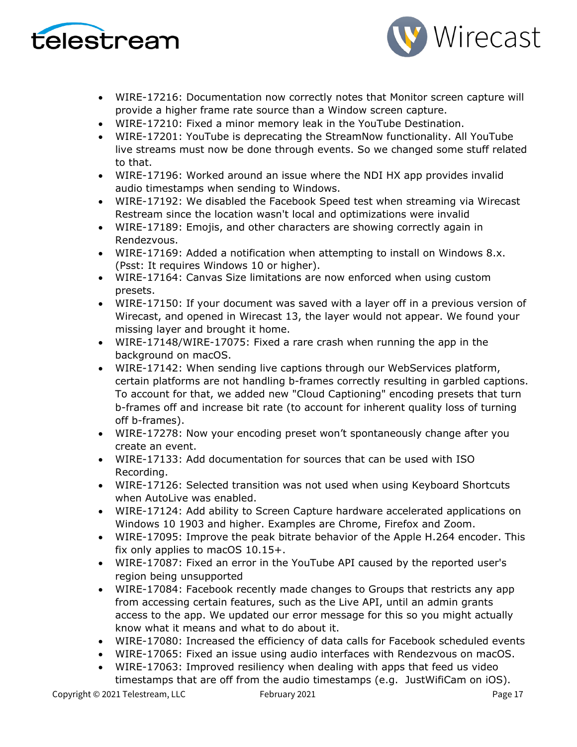- WIRE-17216: Documentation now correctly notes that Monitor screen capture will provide a higher frame rate source than a Window screen capture.
- WIRE-17210: Fixed a minor memory leak in the YouTube Destination.
- WIRE-17201: YouTube is deprecating the StreamNow functionality. All YouTube live streams must now be done through events. So we changed some stuff related to that.
- WIRE-17196: Worked around an issue where the NDI HX app provides invalid audio timestamps when sending to Windows.
- WIRE-17192: We disabled the Facebook Speed test when streaming via Wirecast Restream since the location wasn't local and optimizations were invalid
- WIRE-17189: Emojis, and other characters are showing correctly again in Rendezvous.
- WIRE-17169: Added a notification when attempting to install on Windows 8.x. (Psst: It requires Windows 10 or higher).
- WIRE-17164: Canvas Size limitations are now enforced when using custom presets.
- WIRE-17150: If your document was saved with a layer off in a previous version of Wirecast, and opened in Wirecast 13, the layer would not appear. We found your missing layer and brought it home.
- WIRE-17148/WIRE-17075: Fixed a rare crash when running the app in the background on macOS.
- WIRE-17142: When sending live captions through our WebServices platform, certain platforms are not handling b-frames correctly resulting in garbled captions. To account for that, we added new "Cloud Captioning" encoding presets that turn b-frames off and increase bit rate (to account for inherent quality loss of turning off b-frames).
- WIRE-17278: Now your encoding preset won't spontaneously change after you create an event.
- WIRE-17133: Add documentation for sources that can be used with ISO Recording.
- WIRE-17126: Selected transition was not used when using Keyboard Shortcuts when AutoLive was enabled.
- WIRE-17124: Add ability to Screen Capture hardware accelerated applications on Windows 10 1903 and higher. Examples are Chrome, Firefox and Zoom.
- WIRE-17095: Improve the peak bitrate behavior of the Apple H.264 encoder. This fix only applies to macOS 10.15+.
- WIRE-17087: Fixed an error in the YouTube API caused by the reported user's region being unsupported
- WIRE-17084: Facebook recently made changes to Groups that restricts any app from accessing certain features, such as the Live API, until an admin grants access to the app. We updated our error message for this so you might actually know what it means and what to do about it.
- WIRE-17080: Increased the efficiency of data calls for Facebook scheduled events
- WIRE-17065: Fixed an issue using audio interfaces with Rendezvous on macOS.
- WIRE-17063: Improved resiliency when dealing with apps that feed us video timestamps that are off from the audio timestamps (e.g. JustWifiCam on iOS).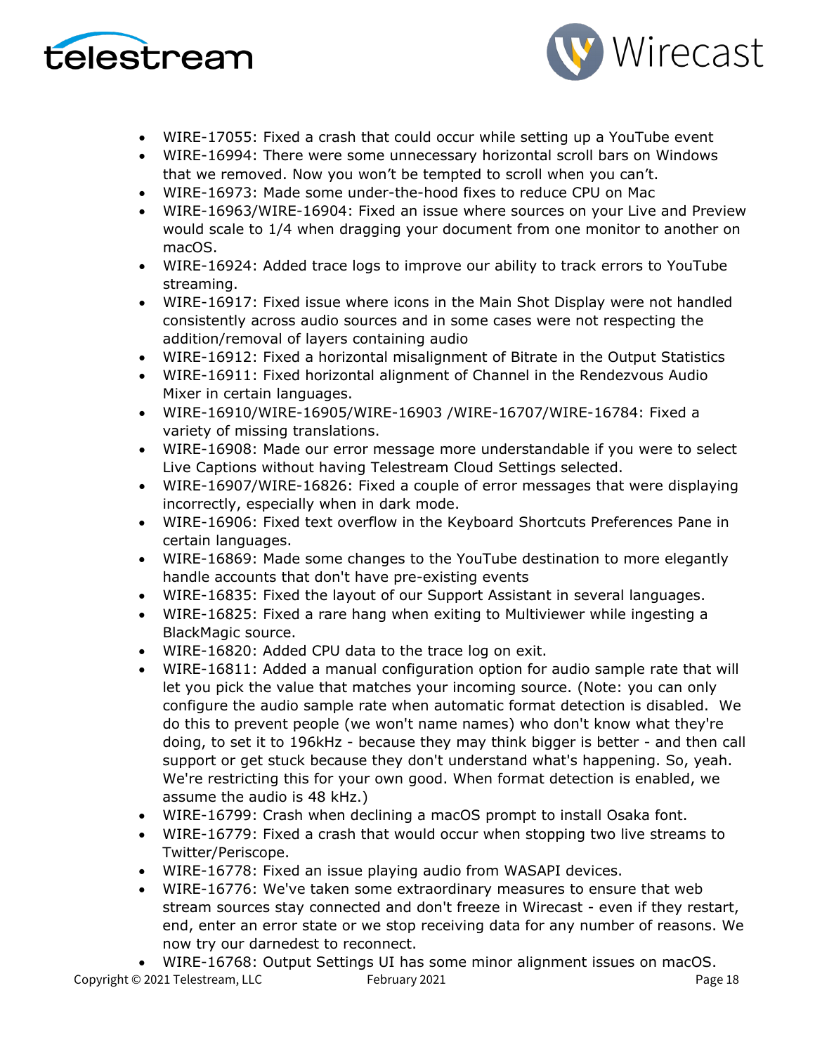- WIRE-17055: Fixed a crash that could occur while setting up a YouTube event
- WIRE-16994: There were some unnecessary horizontal scroll bars on Windows that we removed. Now you won't be tempted to scroll when you can't.
- WIRE-16973: Made some under-the-hood fixes to reduce CPU on Mac
- WIRE-16963/WIRE-16904: Fixed an issue where sources on your Live and Preview would scale to 1/4 when dragging your document from one monitor to another on macOS.
- WIRE-16924: Added trace logs to improve our ability to track errors to YouTube streaming.
- WIRE-16917: Fixed issue where icons in the Main Shot Display were not handled consistently across audio sources and in some cases were not respecting the addition/removal of layers containing audio
- WIRE-16912: Fixed a horizontal misalignment of Bitrate in the Output Statistics
- WIRE-16911: Fixed horizontal alignment of Channel in the Rendezvous Audio Mixer in certain languages.
- WIRE-16910/WIRE-16905/WIRE-16903 /WIRE-16707/WIRE-16784: Fixed a variety of missing translations.
- WIRE-16908: Made our error message more understandable if you were to select Live Captions without having Telestream Cloud Settings selected.
- WIRE-16907/WIRE-16826: Fixed a couple of error messages that were displaying incorrectly, especially when in dark mode.
- WIRE-16906: Fixed text overflow in the Keyboard Shortcuts Preferences Pane in certain languages.
- WIRE-16869: Made some changes to the YouTube destination to more elegantly handle accounts that don't have pre-existing events
- WIRE-16835: Fixed the layout of our Support Assistant in several languages.
- WIRE-16825: Fixed a rare hang when exiting to Multiviewer while ingesting a BlackMagic source.
- WIRE-16820: Added CPU data to the trace log on exit.
- WIRE-16811: Added a manual configuration option for audio sample rate that will let you pick the value that matches your incoming source. (Note: you can only configure the audio sample rate when automatic format detection is disabled. We do this to prevent people (we won't name names) who don't know what they're doing, to set it to 196kHz - because they may think bigger is better - and then call support or get stuck because they don't understand what's happening. So, yeah. We're restricting this for your own good. When format detection is enabled, we assume the audio is 48 kHz.)
- WIRE-16799: Crash when declining a macOS prompt to install Osaka font.
- WIRE-16779: Fixed a crash that would occur when stopping two live streams to Twitter/Periscope.
- WIRE-16778: Fixed an issue playing audio from WASAPI devices.
- WIRE-16776: We've taken some extraordinary measures to ensure that web stream sources stay connected and don't freeze in Wirecast - even if they restart, end, enter an error state or we stop receiving data for any number of reasons. We now try our darnedest to reconnect.
- WIRE-16768: Output Settings UI has some minor alignment issues on macOS.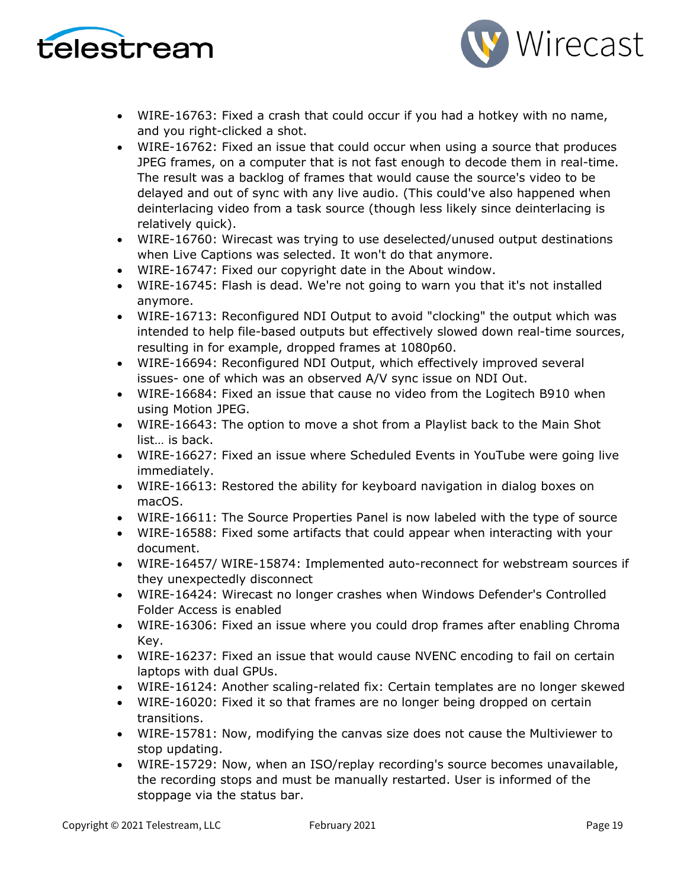- WIRE-16763: Fixed a crash that could occur if you had a hotkey with no name, and you right-clicked a shot.
- WIRE-16762: Fixed an issue that could occur when using a source that produces JPEG frames, on a computer that is not fast enough to decode them in real-time. The result was a backlog of frames that would cause the source's video to be delayed and out of sync with any live audio. (This could've also happened when deinterlacing video from a task source (though less likely since deinterlacing is relatively quick).
- WIRE-16760: Wirecast was trying to use deselected/unused output destinations when Live Captions was selected. It won't do that anymore.
- WIRE-16747: Fixed our copyright date in the About window.
- WIRE-16745: Flash is dead. We're not going to warn you that it's not installed anymore.
- WIRE-16713: Reconfigured NDI Output to avoid "clocking" the output which was intended to help file-based outputs but effectively slowed down real-time sources, resulting in for example, dropped frames at 1080p60.
- WIRE-16694: Reconfigured NDI Output, which effectively improved several issues- one of which was an observed A/V sync issue on NDI Out.
- WIRE-16684: Fixed an issue that cause no video from the Logitech B910 when using Motion JPEG.
- WIRE-16643: The option to move a shot from a Playlist back to the Main Shot list… is back.
- WIRE-16627: Fixed an issue where Scheduled Events in YouTube were going live immediately.
- WIRE-16613: Restored the ability for keyboard navigation in dialog boxes on macOS.
- WIRE-16611: The Source Properties Panel is now labeled with the type of source
- WIRE-16588: Fixed some artifacts that could appear when interacting with your document.
- WIRE-16457/ WIRE-15874: Implemented auto-reconnect for webstream sources if they unexpectedly disconnect
- WIRE-16424: Wirecast no longer crashes when Windows Defender's Controlled Folder Access is enabled
- WIRE-16306: Fixed an issue where you could drop frames after enabling Chroma Key.
- WIRE-16237: Fixed an issue that would cause NVENC encoding to fail on certain laptops with dual GPUs.
- WIRE-16124: Another scaling-related fix: Certain templates are no longer skewed
- WIRE-16020: Fixed it so that frames are no longer being dropped on certain transitions.
- WIRE-15781: Now, modifying the canvas size does not cause the Multiviewer to stop updating.
- WIRE-15729: Now, when an ISO/replay recording's source becomes unavailable, the recording stops and must be manually restarted. User is informed of the stoppage via the status bar.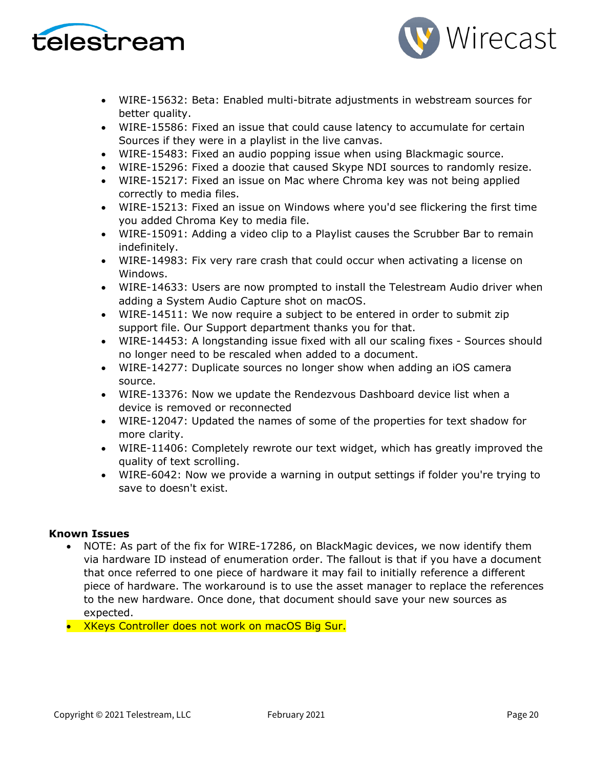- WIRE-15632: Beta: Enabled multi-bitrate adjustments in webstream sources for better quality.
- WIRE-15586: Fixed an issue that could cause latency to accumulate for certain Sources if they were in a playlist in the live canvas.
- WIRE-15483: Fixed an audio popping issue when using Blackmagic source.
- WIRE-15296: Fixed a doozie that caused Skype NDI sources to randomly resize.
- WIRE-15217: Fixed an issue on Mac where Chroma key was not being applied correctly to media files.
- WIRE-15213: Fixed an issue on Windows where you'd see flickering the first time you added Chroma Key to media file.
- WIRE-15091: Adding a video clip to a Playlist causes the Scrubber Bar to remain indefinitely.
- WIRE-14983: Fix very rare crash that could occur when activating a license on Windows.
- WIRE-14633: Users are now prompted to install the Telestream Audio driver when adding a System Audio Capture shot on macOS.
- WIRE-14511: We now require a subject to be entered in order to submit zip support file. Our Support department thanks you for that.
- WIRE-14453: A longstanding issue fixed with all our scaling fixes - Sources should no longer need to be rescaled when added to a document.
- WIRE-14277: Duplicate sources no longer show when adding an iOS camera source.
- WIRE-13376: Now we update the Rendezvous Dashboard device list when a device is removed or reconnected
- WIRE-12047: Updated the names of some of the properties for text shadow for more clarity.
- WIRE-11406: Completely rewrote our text widget, which has greatly improved the quality of text scrolling.
- WIRE-6042: Now we provide a warning in output settings if folder you're trying to save to doesn't exist.

**Known Issues**

- NOTE: As part of the fix for WIRE-17286, on BlackMagic devices, we now identify them via hardware ID instead of enumeration order. The fallout is that if you have a document that once referred to one piece of hardware it may fail to initially reference a different piece of hardware. The workaround is to use the asset manager to replace the references to the new hardware. Once done, that document should save your new sources as expected.
- XKeys Controller does not work on macOS Big Sur.